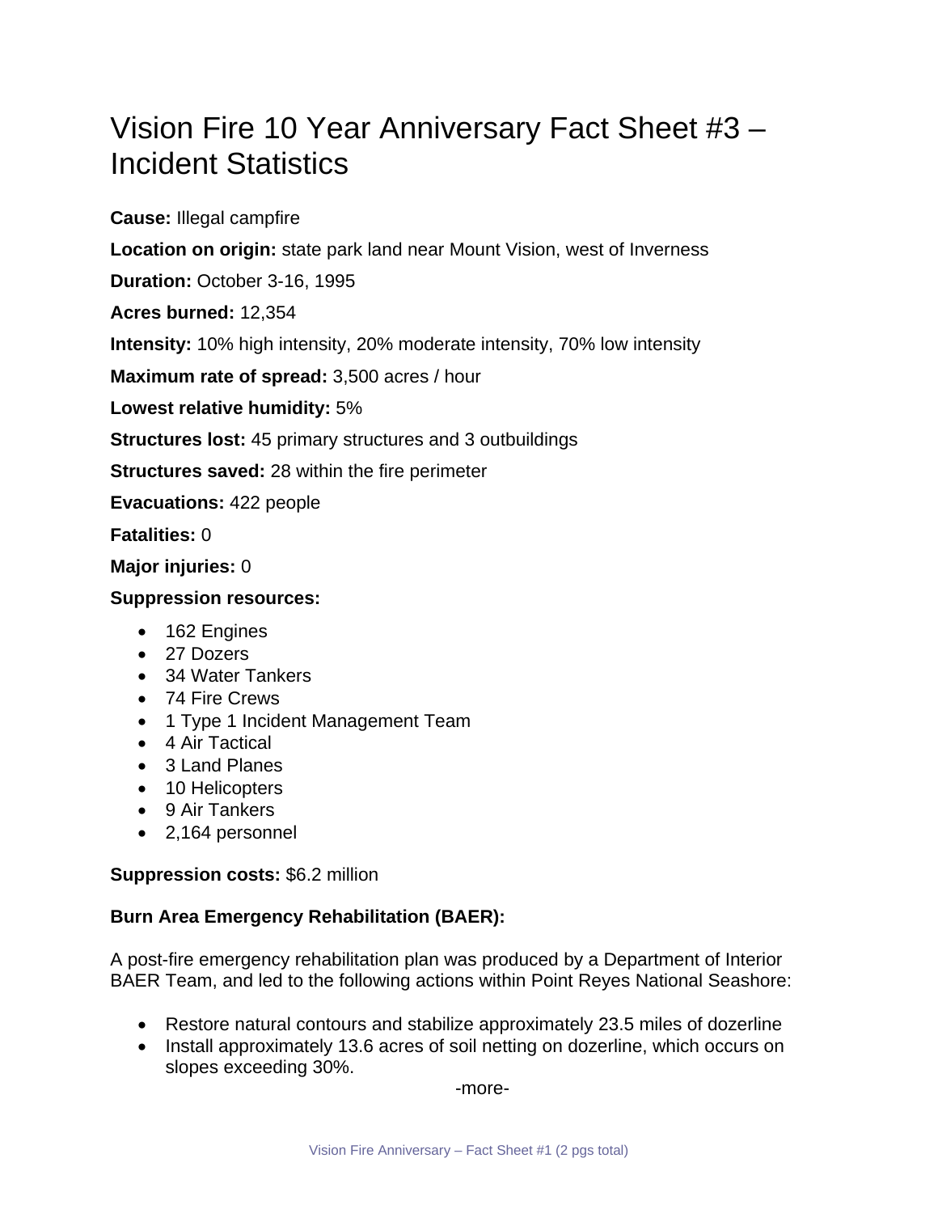# Vision Fire 10 Year Anniversary Fact Sheet #3 – Incident Statistics

**Cause:** Illegal campfire

**Location on origin:** state park land near Mount Vision, west of Inverness

**Duration:** October 3-16, 1995

**Acres burned:** 12,354

**Intensity:** 10% high intensity, 20% moderate intensity, 70% low intensity

**Maximum rate of spread:** 3,500 acres / hour

**Lowest relative humidity:** 5%

**Structures lost:** 45 primary structures and 3 outbuildings

**Structures saved:** 28 within the fire perimeter

**Evacuations:** 422 people

**Fatalities:** 0

**Major injuries:** 0

**Suppression resources:**

- 162 Engines
- 27 Dozers
- 34 Water Tankers
- 74 Fire Crews
- 1 Type 1 Incident Management Team
- 4 Air Tactical
- 3 Land Planes
- 10 Helicopters
- 9 Air Tankers
- 2,164 personnel

**Suppression costs:** $6.2 million

**Burn Area Emergency Rehabilitation (BAER):**

A post-fire emergency rehabilitation plan was produced by a Department of Interior BAER Team, and led to the following actions within Point Reyes National Seashore:

- Restore natural contours and stabilize approximately 23.5 miles of dozerline
- Install approximately 13.6 acres of soil netting on dozerline, which occurs on slopes exceeding 30%.

-more-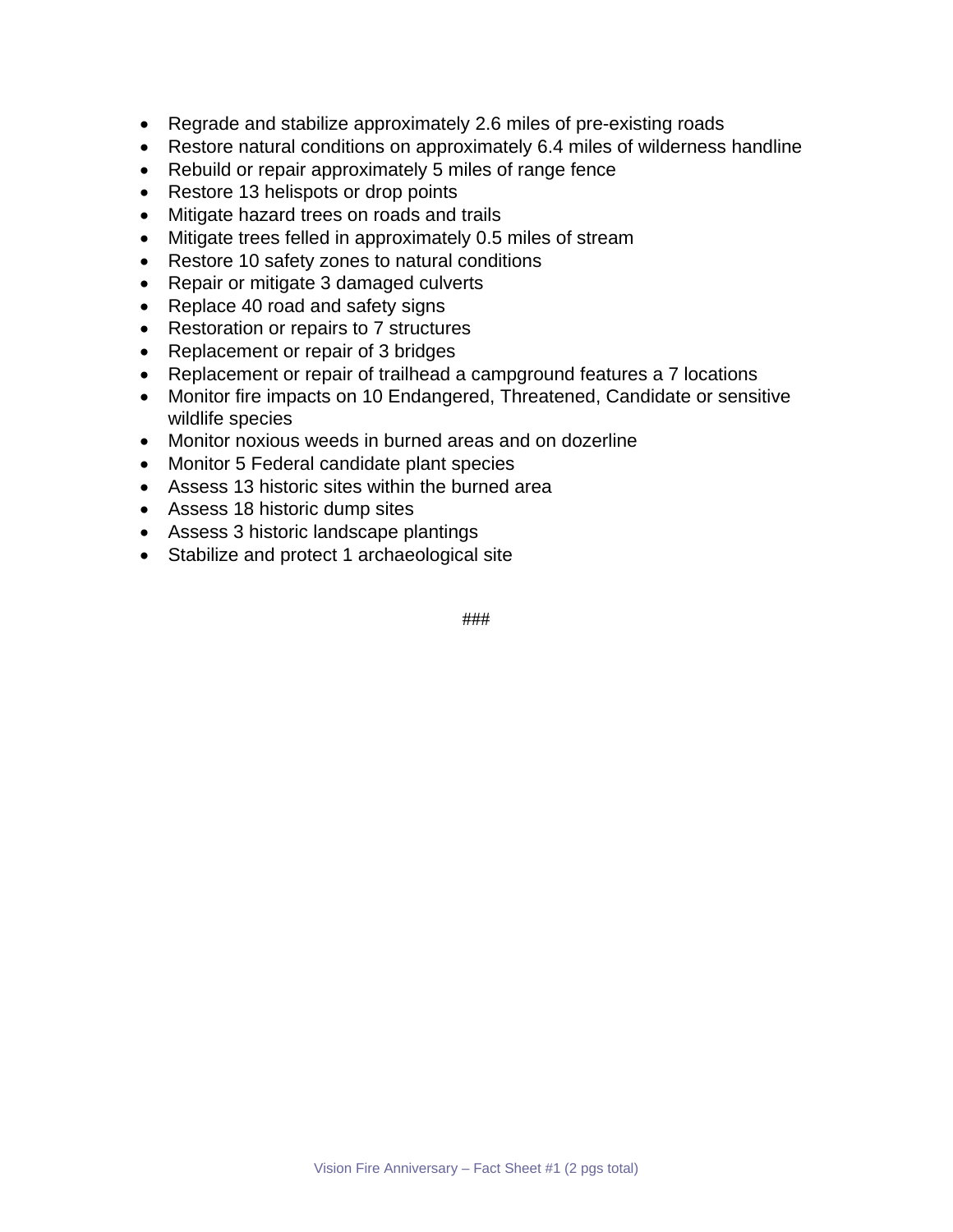- Regrade and stabilize approximately 2.6 miles of pre-existing roads
- Restore natural conditions on approximately 6.4 miles of wilderness handline
- Rebuild or repair approximately 5 miles of range fence
- Restore 13 helispots or drop points
- Mitigate hazard trees on roads and trails
- Mitigate trees felled in approximately 0.5 miles of stream
- Restore 10 safety zones to natural conditions
- Repair or mitigate 3 damaged culverts
- Replace 40 road and safety signs
- Restoration or repairs to 7 structures
- Replacement or repair of 3 bridges
- Replacement or repair of trailhead a campground features a 7 locations
- Monitor fire impacts on 10 Endangered, Threatened, Candidate or sensitive wildlife species
- Monitor noxious weeds in burned areas and on dozerline
- Monitor 5 Federal candidate plant species
- Assess 13 historic sites within the burned area
- Assess 18 historic dump sites
- Assess 3 historic landscape plantings
- Stabilize and protect 1 archaeological site

###